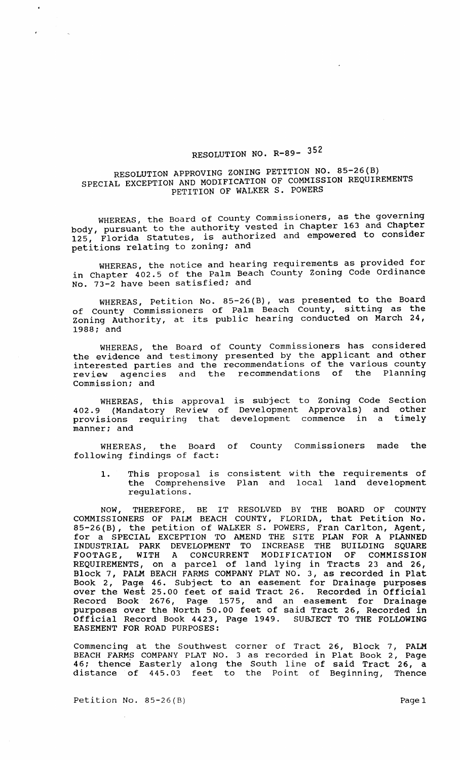# RESOLUTION NO. R-89- 352

## RESOLUTION APPROVING ZONING PETITION NO. 85-26(B) SPECIAL EXCEPTION AND MODIFICATION OF COMMISSION REQUIREMENTS PETITION OF WALKER S. POWERS

WHEREAS, the Board of County Commissioners, as the governing body, pursuant to the authority vested in Chapter 163 and Chapter 125, Florida Statutes, is authorized and empowered to consider petitions relating to zoning; and

WHEREAS, the notice and hearing requirements as provided for in Chapter 402.5 of the Palm Beach County Zoning Code Ordinance No. 73-2 have been satisfied; and

WHEREAS, Petition No. 85-26(B), was presented to the Board of County Commissioners of Palm Beach County, sitting as the Zoning Authority, at its public hearing conducted on March 24, 1988; and

WHEREAS, the Board of County Commissioners has considered the evidence and testimony presented by the applicant and other interested parties and the recommendations of the various county review agencies and the recommendations of the Planning Commission; and

WHEREAS, this approval is subject to Zoning Code Section 402.9 (Mandatory Review of Development Approvals) and other provisions requiring that development commence in a timely manner; and

WHEREAS, the Board of County Commissioners made the following findings of fact:

1. This proposal is consistent with the requirements of the Comprehensive Plan and local land development regulations.

NOW, THEREFORE, BE IT RESOLVED BY THE BOARD OF COUNTY COMMISSIONERS OF PALM BEACH COUNTY, FLORIDA, that Petition No. 85-26(B), the petition of WALKER S. POWERS, Fran Carlton, Agent, for a SPECIAL EXCEPTION TO AMEND THE SITE PLAN FOR A PLANNED INDUSTRIAL PARK DEVELOPMENT TO INCREASE THE BUILDING SQUARE FOOTAGE, WITH A CONCURRENT MODIFICATION OF COMMISSION REQUIREMENTS, on a parcel of land lying in Tracts 23 and 26, Block 7, PALM BEACH FARMS COMPANY PLAT NO. 3, as recorded in Plat Book 2, Page 46. Subject to an easement for Drainage purposes over the West 25.00 feet of said Tract 26. Recorded in Official Record Book 2676, Page 1575, and an easement for Drainage purposes over the North 50.00 feet of said Tract 26, Recorded in Official Record Book 4423, Page 1949. SUBJECT TO THE FOLLOWING EASEMENT FOR ROAD PURPOSES:

Commencing at the Southwest corner of Tract 26, Block 7, PALM BEACH FARMS COMPANY PLAT NO. 3 as recorded in Plat Book 2, Page 46; thence Easterly along the South line of said Tract 26, a distance of 445.03 feet to the Point of Beginning, Thence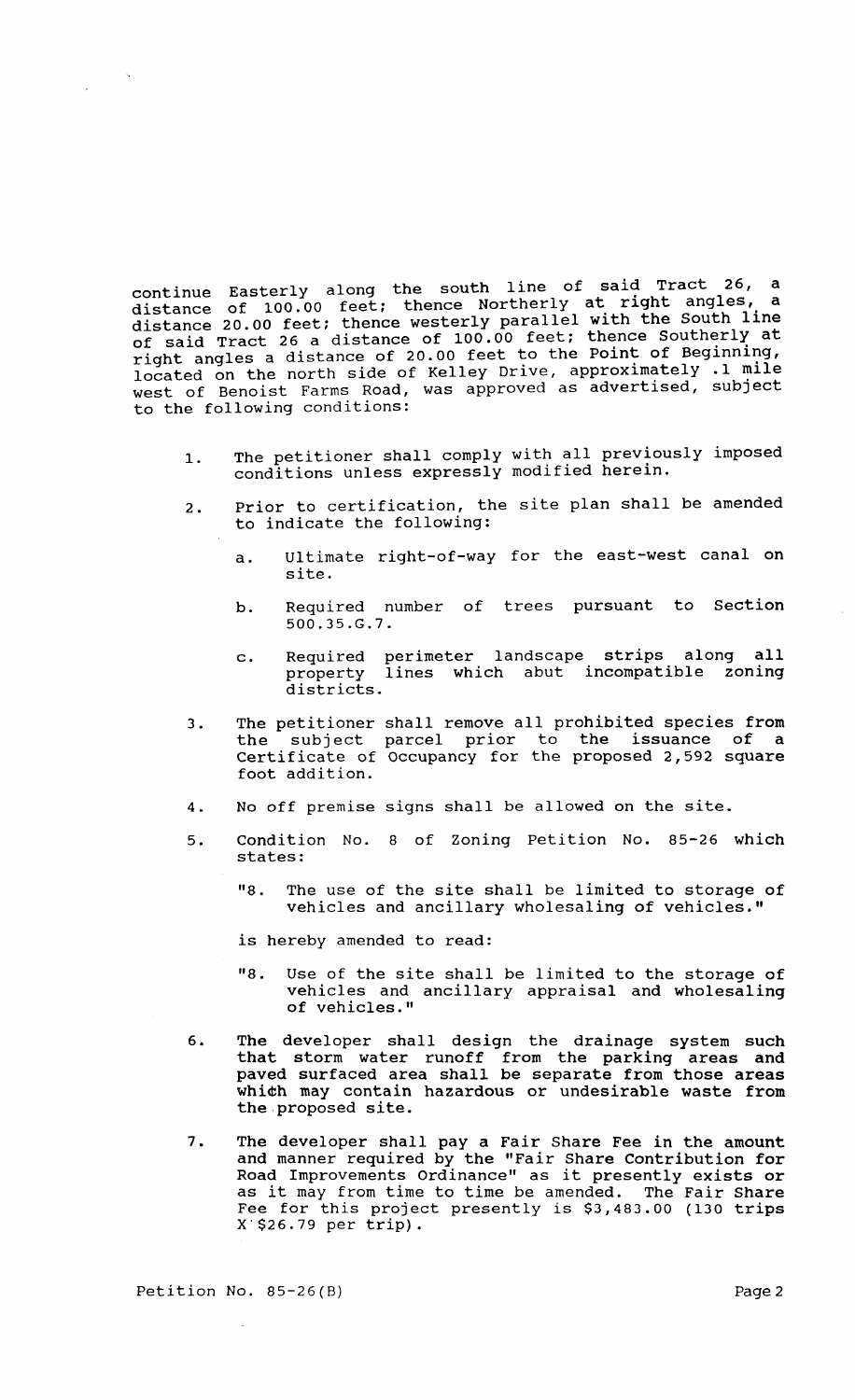continue Easterly along the south line of said Tract 26, a distance of 100.00 feet; thence Northerly at right angles, a distance 20.00 feet; thence westerly parallel with the South line of said Tract 26 a distance of 100.00 feet; thence Southerly at right angles a distance of 20.00 feet to the Point of Beginning, located on the north side of Kelley Drive, approximately .1 mile west of Benoist Farms Road, was approved as advertised, subject to the following conditions:

1. The petitioner shall comply with all previously imposed conditions unless expressly modified herein.

2. Prior to certification, the site plan shall be amended to indicate the following:

   a. Ultimate right-of-way for the east-west canal on site.

   b. Required number of trees pursuant to Section 500.35.G.7.

   c. Required perimeter landscape strips along all property lines which abut incompatible zoning districts.

3. The petitioner shall remove all prohibited species from the subject parcel prior to the issuance of a Certificate of Occupancy for the proposed 2,592 square foot addition.

4. No off premise signs shall be allowed on the site.

5. Condition No. 8 of Zoning Petition No. 85-26 which states:

   "8. The use of the site shall be limited to storage of vehicles and ancillary wholesaling of vehicles."

   is hereby amended to read:

   "8. Use of the site shall be limited to the storage of vehicles and ancillary appraisal and wholesaling of vehicles."

6. The developer shall design the drainage system such that storm water runoff from the parking areas and paved surfaced area shall be separate from those areas which may contain hazardous or undesirable waste from the proposed site.

7. The developer shall pay a Fair Share Fee in the amount and manner required by the "Fair Share Contribution for Road Improvements Ordinance" as it presently exists or as it may from time to time be amended. The Fair Share Fee for this project presently is $3,483.00 (130 trips X $26.79 per trip).

Petition No. 85-26(B)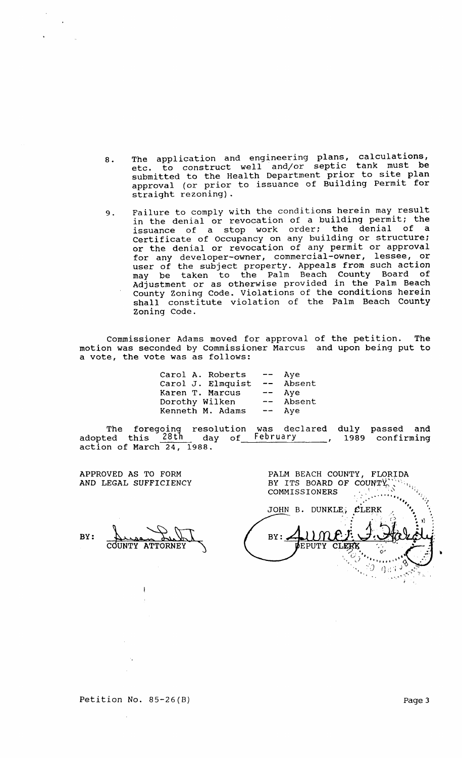8. The application and engineering plans, calculations, etc. to construct well and/or septic tank must be submitted to the Health Department prior to site plan approval (or prior to issuance of Building Permit for straight rezoning).

9. Failure to comply with the conditions herein may result in the denial or revocation of a building permit; the issuance of a stop work order; the denial of a Certificate of Occupancy on any building or structure; or the denial or revocation of any permit or approval for any developer-owner, commercial-owner, lessee, or user of the subject property. Appeals from such action may be taken to the Palm Beach County Board of Adjustment or as otherwise provided in the Palm Beach County Zoning Code. Violations of the conditions herein shall constitute violation of the Palm Beach County Zoning Code.

Commissioner Adams moved for approval of the petition. The motion was seconded by Commissioner Marcus and upon being put to a vote, the vote was as follows:

| | | |
|---|---|---|
| Carol A. Roberts | -- | Aye |
| Carol J. Elmquist | -- | Absent |
| Karen T. Marcus | -- | Aye |
| Dorothy Wilken | -- | Absent |
| Kenneth M. Adams | -- | Aye |

The foregoing resolution was declared duly passed and adopted this 28th day of February, 1989 confirming action of March 24, 1988.

APPROVED AS TO FORM AND LEGAL SUFFICIENCY

BY: COUNTY ATTORNEY

PALM BEACH COUNTY, FLORIDA BY ITS BOARD OF COUNTY COMMISSIONERS

JOHN B. DUNKLE, CLERK

BY: DEPUTY CLERK

Petition No. 85-26(B)